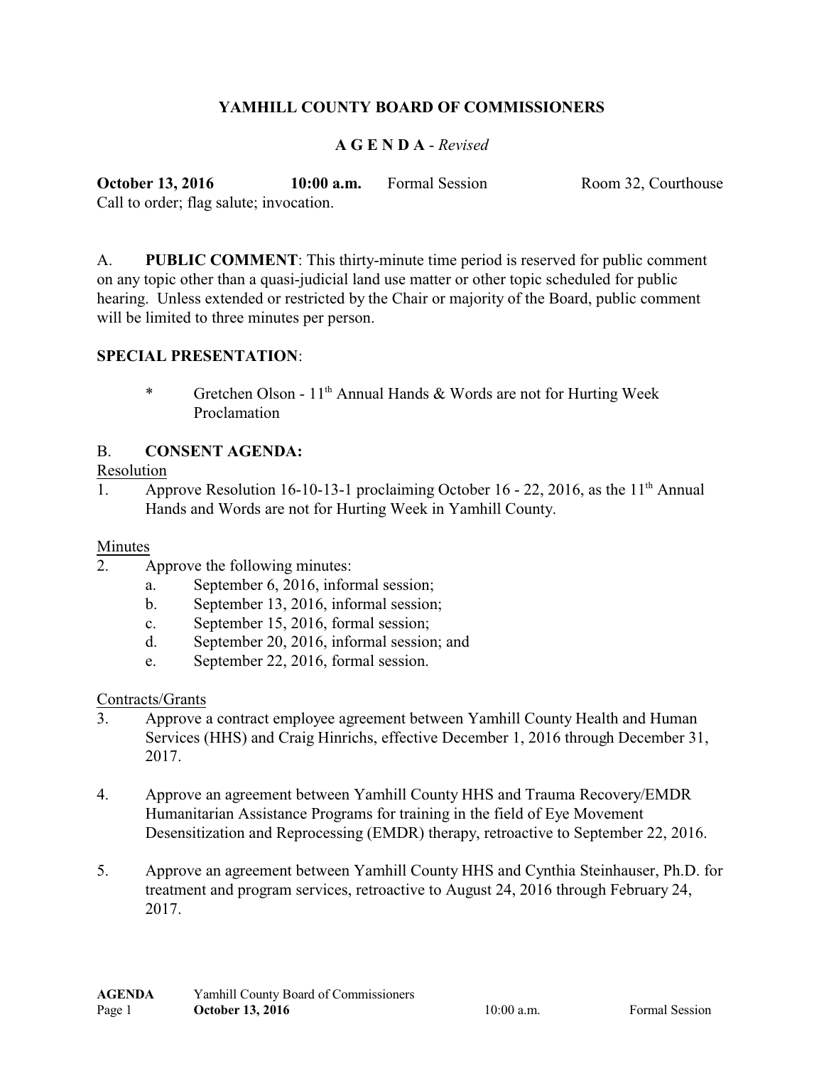# YAMHILL COUNTY BOARD OF COMMISSIONERS

## A G E N D A - *Revised*

**October 13, 2016** **10:00 a.m.** Formal Session Room 32, Courthouse

Call to order; flag salute; invocation.

A. **PUBLIC COMMENT**: This thirty-minute time period is reserved for public comment on any topic other than a quasi-judicial land use matter or other topic scheduled for public hearing. Unless extended or restricted by the Chair or majority of the Board, public comment will be limited to three minutes per person.

**SPECIAL PRESENTATION**:

* Gretchen Olson - 11th Annual Hands & Words are not for Hurting Week Proclamation

B. **CONSENT AGENDA:**

Resolution

1. Approve Resolution 16-10-13-1 proclaiming October 16 - 22, 2016, as the 11th Annual Hands and Words are not for Hurting Week in Yamhill County.

Minutes

2. Approve the following minutes:
   a. September 6, 2016, informal session;
   b. September 13, 2016, informal session;
   c. September 15, 2016, formal session;
   d. September 20, 2016, informal session; and
   e. September 22, 2016, formal session.

Contracts/Grants

3. Approve a contract employee agreement between Yamhill County Health and Human Services (HHS) and Craig Hinrichs, effective December 1, 2016 through December 31, 2017.

4. Approve an agreement between Yamhill County HHS and Trauma Recovery/EMDR Humanitarian Assistance Programs for training in the field of Eye Movement Desensitization and Reprocessing (EMDR) therapy, retroactive to September 22, 2016.

5. Approve an agreement between Yamhill County HHS and Cynthia Steinhauser, Ph.D. for treatment and program services, retroactive to August 24, 2016 through February 24, 2017.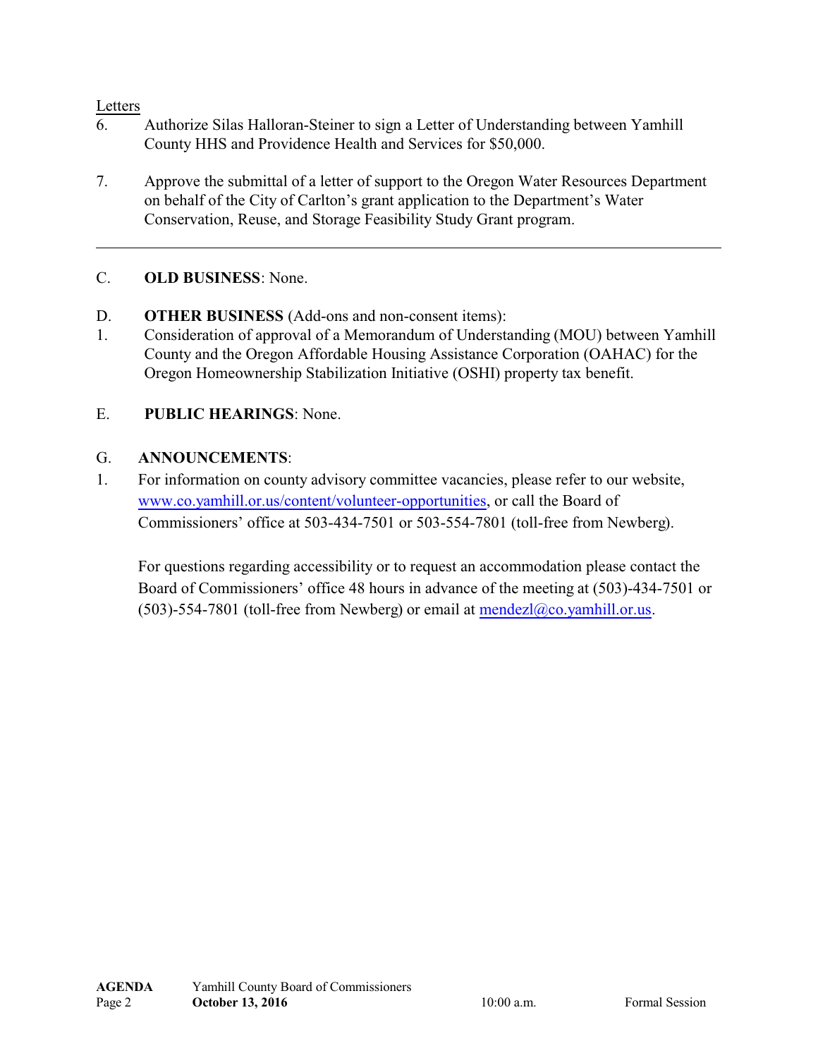Letters

6. Authorize Silas Halloran-Steiner to sign a Letter of Understanding between Yamhill County HHS and Providence Health and Services for $50,000.

7. Approve the submittal of a letter of support to the Oregon Water Resources Department on behalf of the City of Carlton's grant application to the Department's Water Conservation, Reuse, and Storage Feasibility Study Grant program.

---

C. **OLD BUSINESS**: None.

D. **OTHER BUSINESS** (Add-ons and non-consent items):

1. Consideration of approval of a Memorandum of Understanding (MOU) between Yamhill County and the Oregon Affordable Housing Assistance Corporation (OAHAC) for the Oregon Homeownership Stabilization Initiative (OSHI) property tax benefit.

E. **PUBLIC HEARINGS**: None.

G. **ANNOUNCEMENTS**:

1. For information on county advisory committee vacancies, please refer to our website, www.co.yamhill.or.us/content/volunteer-opportunities, or call the Board of Commissioners' office at 503-434-7501 or 503-554-7801 (toll-free from Newberg).

   For questions regarding accessibility or to request an accommodation please contact the Board of Commissioners' office 48 hours in advance of the meeting at (503)-434-7501 or (503)-554-7801 (toll-free from Newberg) or email at mendezl@co.yamhill.or.us.